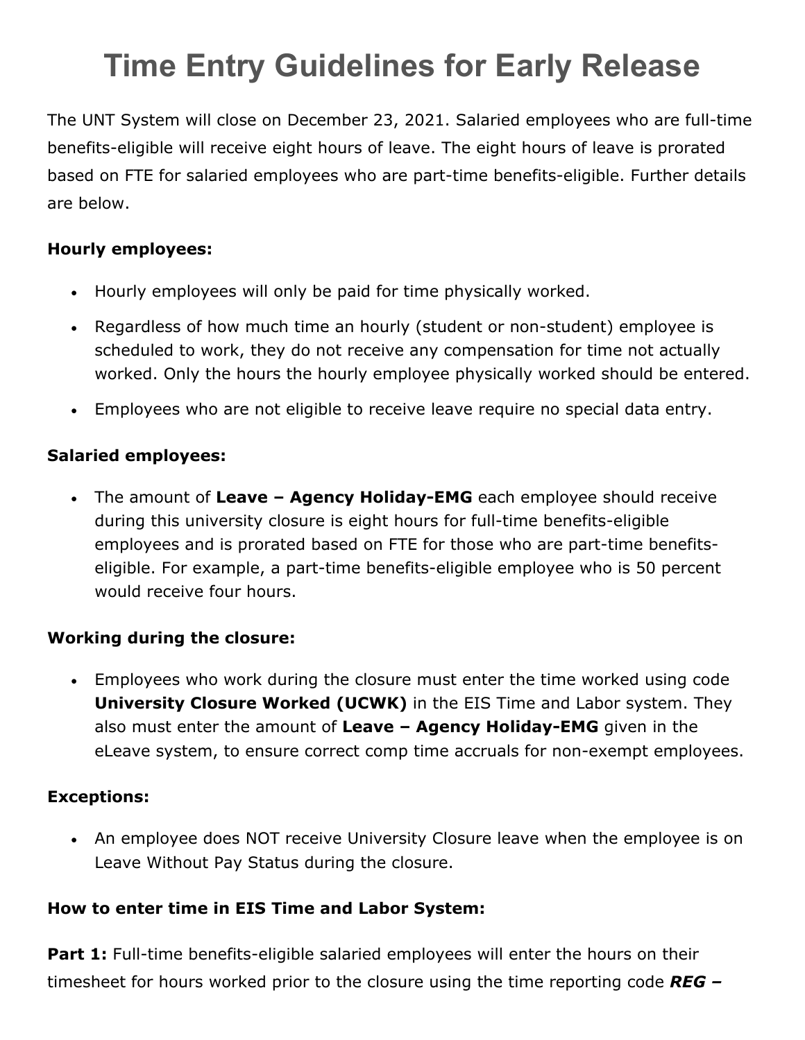# Time Entry Guidelines for Early Release

The UNT System will close on December 23, 2021. Salaried employees who are full-time benefits-eligible will receive eight hours of leave. The eight hours of leave is prorated based on FTE for salaried employees who are part-time benefits-eligible. Further details are below.

**Hourly employees:**

- Hourly employees will only be paid for time physically worked.
- Regardless of how much time an hourly (student or non-student) employee is scheduled to work, they do not receive any compensation for time not actually worked. Only the hours the hourly employee physically worked should be entered.
- Employees who are not eligible to receive leave require no special data entry.

**Salaried employees:**

- The amount of **Leave – Agency Holiday-EMG** each employee should receive during this university closure is eight hours for full-time benefits-eligible employees and is prorated based on FTE for those who are part-time benefits-eligible. For example, a part-time benefits-eligible employee who is 50 percent would receive four hours.

**Working during the closure:**

- Employees who work during the closure must enter the time worked using code **University Closure Worked (UCWK)** in the EIS Time and Labor system. They also must enter the amount of **Leave – Agency Holiday-EMG** given in the eLeave system, to ensure correct comp time accruals for non-exempt employees.

**Exceptions:**

- An employee does NOT receive University Closure leave when the employee is on Leave Without Pay Status during the closure.

**How to enter time in EIS Time and Labor System:**

**Part 1:** Full-time benefits-eligible salaried employees will enter the hours on their timesheet for hours worked prior to the closure using the time reporting code ***REG –***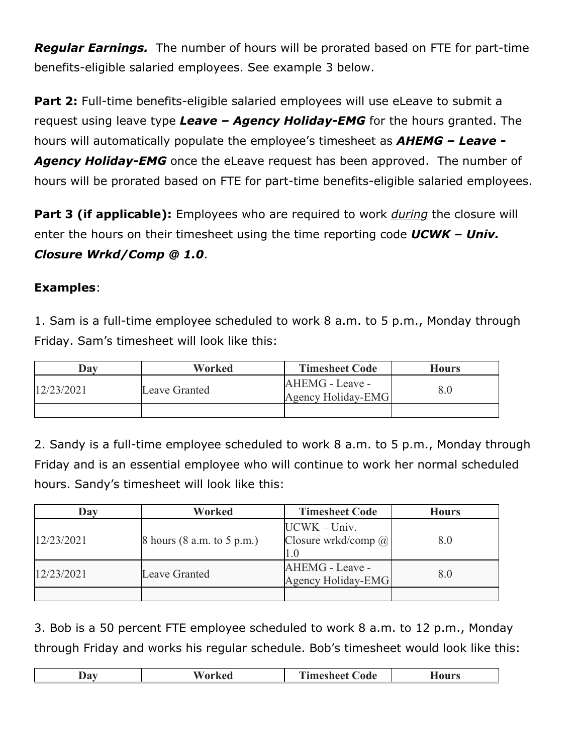***Regular Earnings.*** The number of hours will be prorated based on FTE for part-time benefits-eligible salaried employees. See example 3 below.

**Part 2:** Full-time benefits-eligible salaried employees will use eLeave to submit a request using leave type ***Leave – Agency Holiday-EMG*** for the hours granted. The hours will automatically populate the employee's timesheet as ***AHEMG – Leave - Agency Holiday-EMG*** once the eLeave request has been approved. The number of hours will be prorated based on FTE for part-time benefits-eligible salaried employees.

**Part 3 (if applicable):** Employees who are required to work *during* the closure will enter the hours on their timesheet using the time reporting code ***UCWK – Univ. Closure Wrkd/Comp @ 1.0***.

**Examples**:

1. Sam is a full-time employee scheduled to work 8 a.m. to 5 p.m., Monday through Friday. Sam's timesheet will look like this:

| Day | Worked | Timesheet Code | Hours |
|---|---|---|---|
| 12/23/2021 | Leave Granted | AHEMG - Leave - Agency Holiday-EMG | 8.0 |
| | | | |

2. Sandy is a full-time employee scheduled to work 8 a.m. to 5 p.m., Monday through Friday and is an essential employee who will continue to work her normal scheduled hours. Sandy's timesheet will look like this:

| Day | Worked | Timesheet Code | Hours |
|---|---|---|---|
| 12/23/2021 | 8 hours (8 a.m. to 5 p.m.) | UCWK – Univ. Closure wrkd/comp @ 1.0 | 8.0 |
| 12/23/2021 | Leave Granted | AHEMG - Leave - Agency Holiday-EMG | 8.0 |
| | | | |

3. Bob is a 50 percent FTE employee scheduled to work 8 a.m. to 12 p.m., Monday through Friday and works his regular schedule. Bob's timesheet would look like this:

| Day | Worked | Timesheet Code | Hours |
|---|---|---|---|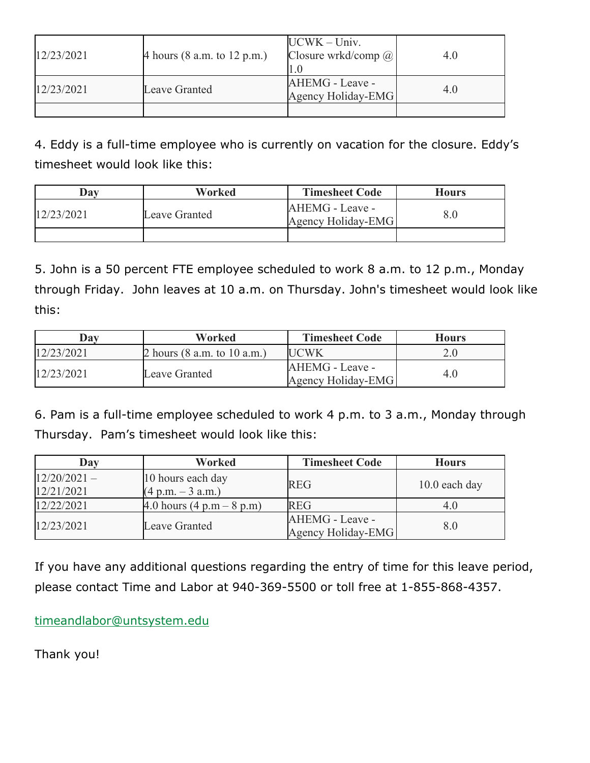| | | | |
|---|---|---|---|
| 12/23/2021 | 4 hours (8 a.m. to 12 p.m.) | UCWK – Univ. Closure wrkd/comp @ 1.0 | 4.0 |
| 12/23/2021 | Leave Granted | AHEMG - Leave - Agency Holiday-EMG | 4.0 |
| | | | |

4. Eddy is a full-time employee who is currently on vacation for the closure. Eddy's timesheet would look like this:

| Day | Worked | Timesheet Code | Hours |
|---|---|---|---|
| 12/23/2021 | Leave Granted | AHEMG - Leave - Agency Holiday-EMG | 8.0 |
| | | | |

5. John is a 50 percent FTE employee scheduled to work 8 a.m. to 12 p.m., Monday through Friday. John leaves at 10 a.m. on Thursday. John's timesheet would look like this:

| Day | Worked | Timesheet Code | Hours |
|---|---|---|---|
| 12/23/2021 | 2 hours (8 a.m. to 10 a.m.) | UCWK | 2.0 |
| 12/23/2021 | Leave Granted | AHEMG - Leave - Agency Holiday-EMG | 4.0 |

6. Pam is a full-time employee scheduled to work 4 p.m. to 3 a.m., Monday through Thursday. Pam's timesheet would look like this:

| Day | Worked | Timesheet Code | Hours |
|---|---|---|---|
| 12/20/2021 – 12/21/2021 | 10 hours each day (4 p.m. – 3 a.m.) | REG | 10.0 each day |
| 12/22/2021 | 4.0 hours (4 p.m – 8 p.m) | REG | 4.0 |
| 12/23/2021 | Leave Granted | AHEMG - Leave - Agency Holiday-EMG | 8.0 |

If you have any additional questions regarding the entry of time for this leave period, please contact Time and Labor at 940-369-5500 or toll free at 1-855-868-4357.

timeandlabor@untsystem.edu

Thank you!